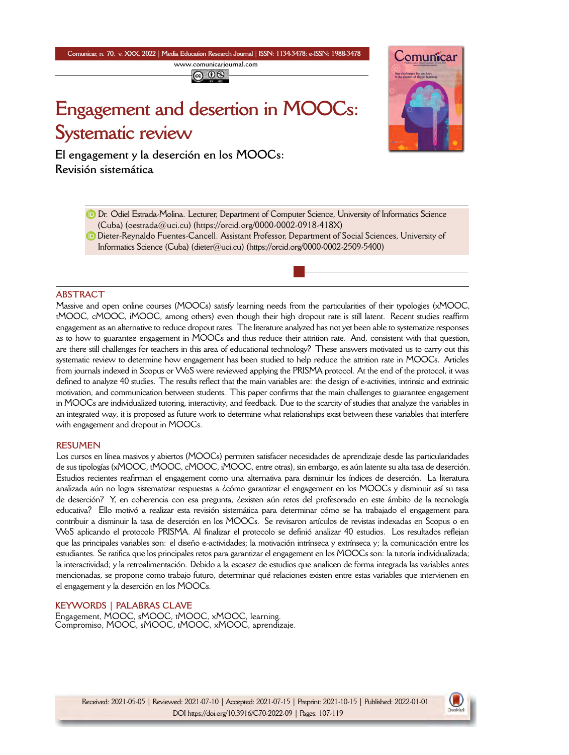# Engagement and desertion in MOOCs: Systematic review

## El engagement y la deserción en los MOOCs: Revisión sistemática

Dr. Odiel Estrada-Molina. Lecturer, Department of Computer Science, University of Informatics Science (Cuba) (oestrada@uci.cu) (https://orcid.org/0000-0002-0918-418X)

Dieter-Reynaldo Fuentes-Cancell. Assistant Professor, Department of Social Sciences, University of Informatics Science (Cuba) (dieter@uci.cu) (https://orcid.org/0000-0002-2509-5400)

### ABSTRACT

Massive and open online courses (MOOCs) satisfy learning needs from the particularities of their typologies (xMOOC, tMOOC, cMOOC, iMOOC, among others) even though their high dropout rate is still latent. Recent studies reaffirm engagement as an alternative to reduce dropout rates. The literature analyzed has not yet been able to systematize responses as to how to guarantee engagement in MOOCs and thus reduce their attrition rate. And, consistent with that question, are there still challenges for teachers in this area of educational technology? These answers motivated us to carry out this systematic review to determine how engagement has been studied to help reduce the attrition rate in MOOCs. Articles from journals indexed in Scopus or WoS were reviewed applying the PRISMA protocol. At the end of the protocol, it was defined to analyze 40 studies. The results reflect that the main variables are: the design of e-activities, intrinsic and extrinsic motivation, and communication between students. This paper confirms that the main challenges to guarantee engagement in MOOCs are individualized tutoring, interactivity, and feedback. Due to the scarcity of studies that analyze the variables in an integrated way, it is proposed as future work to determine what relationships exist between these variables that interfere with engagement and dropout in MOOCs.

### RESUMEN

Los cursos en línea masivos y abiertos (MOOCs) permiten satisfacer necesidades de aprendizaje desde las particularidades de sus tipologías (xMOOC, tMOOC, cMOOC, iMOOC, entre otras), sin embargo, es aún latente su alta tasa de deserción. Estudios recientes reafirman el engagement como una alternativa para disminuir los índices de deserción. La literatura analizada aún no logra sistematizar respuestas a ¿cómo garantizar el engagement en los MOOCs y disminuir así su tasa de deserción? Y, en coherencia con esa pregunta, ¿existen aún retos del profesorado en este ámbito de la tecnología educativa? Ello motivó a realizar esta revisión sistemática para determinar cómo se ha trabajado el engagement para contribuir a disminuir la tasa de deserción en los MOOCs. Se revisaron artículos de revistas indexadas en Scopus o en WoS aplicando el protocolo PRISMA. Al finalizar el protocolo se definió analizar 40 estudios. Los resultados reflejan que las principales variables son: el diseño e-actividades; la motivación intrínseca y extrínseca y; la comunicación entre los estudiantes. Se ratifica que los principales retos para garantizar el engagement en los MOOCs son: la tutoría individualizada; la interactividad; y la retroalimentación. Debido a la escasez de estudios que analicen de forma integrada las variables antes mencionadas, se propone como trabajo futuro, determinar qué relaciones existen entre estas variables que intervienen en el engagement y la deserción en los MOOCs.

### KEYWORDS | PALABRAS CLAVE

Engagement, MOOC, sMOOC, tMOOC, xMOOC, learning.
Compromiso, MOOC, sMOOC, tMOOC, xMOOC, aprendizaje.

Received: 2021-05-05 | Reviewed: 2021-07-10 | Accepted: 2021-07-15 | Preprint: 2021-10-15 | Published: 2022-01-01
DOI https://doi.org/10.3916/C70-2022-09 | Pages: 107-119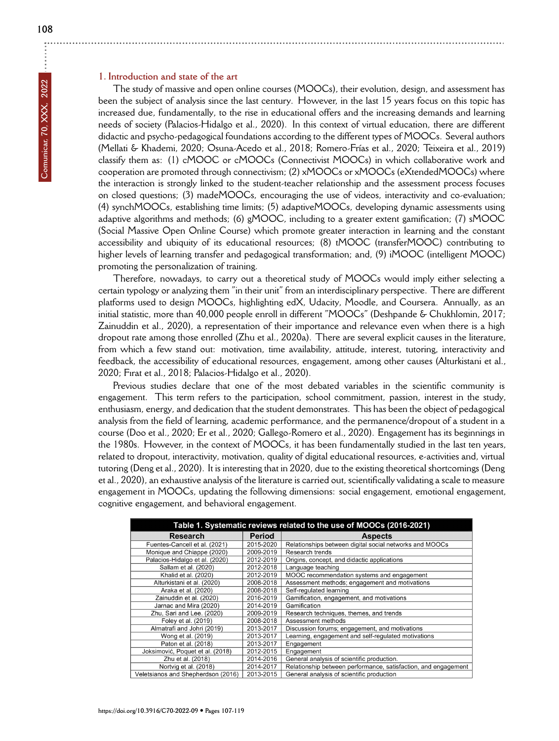## 1. Introduction and state of the art

The study of massive and open online courses (MOOCs), their evolution, design, and assessment has been the subject of analysis since the last century. However, in the last 15 years focus on this topic has increased due, fundamentally, to the rise in educational offers and the increasing demands and learning needs of society (Palacios-Hidalgo et al., 2020). In this context of virtual education, there are different didactic and psycho-pedagogical foundations according to the different types of MOOCs. Several authors (Mellati & Khademi, 2020; Osuna-Acedo et al., 2018; Romero-Frías et al., 2020; Teixeira et al., 2019) classify them as: (1) cMOOC or cMOOCs (Connectivist MOOCs) in which collaborative work and cooperation are promoted through connectivism; (2) xMOOCs or xMOOCs (eXtendedMOOCs) where the interaction is strongly linked to the student-teacher relationship and the assessment process focuses on closed questions; (3) madeMOOCs, encouraging the use of videos, interactivity and co-evaluation; (4) synchMOOCs, establishing time limits; (5) adaptiveMOOCs, developing dynamic assessments using adaptive algorithms and methods; (6) gMOOC, including to a greater extent gamification; (7) sMOOC (Social Massive Open Online Course) which promote greater interaction in learning and the constant accessibility and ubiquity of its educational resources; (8) tMOOC (transferMOOC) contributing to higher levels of learning transfer and pedagogical transformation; and, (9) iMOOC (intelligent MOOC) promoting the personalization of training.

Therefore, nowadays, to carry out a theoretical study of MOOCs would imply either selecting a certain typology or analyzing them "in their unit" from an interdisciplinary perspective. There are different platforms used to design MOOCs, highlighting edX, Udacity, Moodle, and Coursera. Annually, as an initial statistic, more than 40,000 people enroll in different "MOOCs" (Deshpande & Chukhlomin, 2017; Zainuddin et al., 2020), a representation of their importance and relevance even when there is a high dropout rate among those enrolled (Zhu et al., 2020a). There are several explicit causes in the literature, from which a few stand out: motivation, time availability, attitude, interest, tutoring, interactivity and feedback, the accessibility of educational resources, engagement, among other causes (Alturkistani et al., 2020; Firat et al., 2018; Palacios-Hidalgo et al., 2020).

Previous studies declare that one of the most debated variables in the scientific community is engagement. This term refers to the participation, school commitment, passion, interest in the study, enthusiasm, energy, and dedication that the student demonstrates. This has been the object of pedagogical analysis from the field of learning, academic performance, and the permanence/dropout of a student in a course (Doo et al., 2020; Er et al., 2020; Gallego-Romero et al., 2020). Engagement has its beginnings in the 1980s. However, in the context of MOOCs, it has been fundamentally studied in the last ten years, related to dropout, interactivity, motivation, quality of digital educational resources, e-activities and, virtual tutoring (Deng et al., 2020). It is interesting that in 2020, due to the existing theoretical shortcomings (Deng et al., 2020), an exhaustive analysis of the literature is carried out, scientifically validating a scale to measure engagement in MOOCs, updating the following dimensions: social engagement, emotional engagement, cognitive engagement, and behavioral engagement.

**Table 1. Systematic reviews related to the use of MOOCs (2016-2021)**

| Research | Period | Aspects |
|---|---|---|
| Fuentes-Cancell et al. (2021) | 2015-2020 | Relationships between digital social networks and MOOCs |
| Monique and Chiappe (2020) | 2009-2019 | Research trends |
| Palacios-Hidalgo et al. (2020) | 2012-2019 | Origins, concept, and didactic applications |
| Sallam et al. (2020) | 2012-2018 | Language teaching |
| Khalid et al. (2020) | 2012-2019 | MOOC recommendation systems and engagement |
| Alturkistani et al. (2020) | 2008-2018 | Assessment methods; engagement and motivations |
| Araka et al. (2020) | 2008-2018 | Self-regulated learning |
| Zainuddin et al. (2020) | 2016-2019 | Gamification, engagement, and motivations |
| Jarnac and Mira (2020) | 2014-2019 | Gamification |
| Zhu, Sari and Lee. (2020) | 2009-2019 | Research techniques, themes, and trends |
| Foley et al. (2019) | 2008-2018 | Assessment methods |
| Almatrafi and Johri (2019) | 2013-2017 | Discussion forums; engagement, and motivations |
| Wong et al. (2019) | 2013-2017 | Learning, engagement and self-regulated motivations |
| Paton et al. (2018) | 2013-2017 | Engagement |
| Joksimović, Poquet et al. (2018) | 2012-2015 | Engagement |
| Zhu et al. (2018) | 2014-2016 | General analysis of scientific production. |
| Nortvig et al. (2018) | 2014-2017 | Relationship between performance, satisfaction, and engagement |
| Veletsianos and Shepherdson (2016) | 2013-2015 | General analysis of scientific production |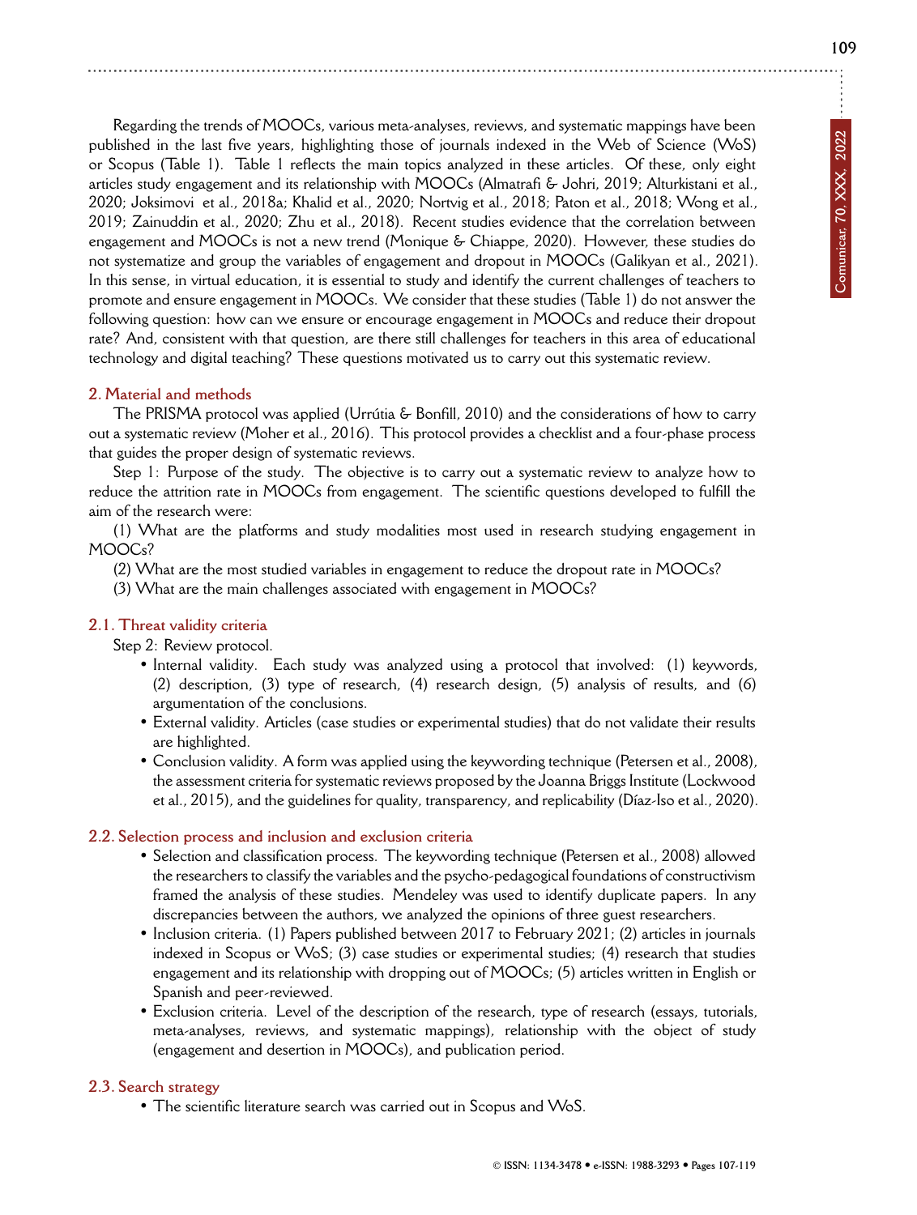Regarding the trends of MOOCs, various meta-analyses, reviews, and systematic mappings have been published in the last five years, highlighting those of journals indexed in the Web of Science (WoS) or Scopus (Table 1). Table 1 reflects the main topics analyzed in these articles. Of these, only eight articles study engagement and its relationship with MOOCs (Almatrafi & Johri, 2019; Alturkistani et al., 2020; Joksimovi et al., 2018a; Khalid et al., 2020; Nortvig et al., 2018; Paton et al., 2018; Wong et al., 2019; Zainuddin et al., 2020; Zhu et al., 2018). Recent studies evidence that the correlation between engagement and MOOCs is not a new trend (Monique & Chiappe, 2020). However, these studies do not systematize and group the variables of engagement and dropout in MOOCs (Galikyan et al., 2021). In this sense, in virtual education, it is essential to study and identify the current challenges of teachers to promote and ensure engagement in MOOCs. We consider that these studies (Table 1) do not answer the following question: how can we ensure or encourage engagement in MOOCs and reduce their dropout rate? And, consistent with that question, are there still challenges for teachers in this area of educational technology and digital teaching? These questions motivated us to carry out this systematic review.

## 2. Material and methods

The PRISMA protocol was applied (Urrútia & Bonfill, 2010) and the considerations of how to carry out a systematic review (Moher et al., 2016). This protocol provides a checklist and a four-phase process that guides the proper design of systematic reviews.

Step 1: Purpose of the study. The objective is to carry out a systematic review to analyze how to reduce the attrition rate in MOOCs from engagement. The scientific questions developed to fulfill the aim of the research were:

(1) What are the platforms and study modalities most used in research studying engagement in MOOCs?

(2) What are the most studied variables in engagement to reduce the dropout rate in MOOCs?

(3) What are the main challenges associated with engagement in MOOCs?

### 2.1. Threat validity criteria

Step 2: Review protocol.

- Internal validity. Each study was analyzed using a protocol that involved: (1) keywords, (2) description, (3) type of research, (4) research design, (5) analysis of results, and (6) argumentation of the conclusions.
- External validity. Articles (case studies or experimental studies) that do not validate their results are highlighted.
- Conclusion validity. A form was applied using the keywording technique (Petersen et al., 2008), the assessment criteria for systematic reviews proposed by the Joanna Briggs Institute (Lockwood et al., 2015), and the guidelines for quality, transparency, and replicability (Díaz-Iso et al., 2020).

### 2.2. Selection process and inclusion and exclusion criteria

- Selection and classification process. The keywording technique (Petersen et al., 2008) allowed the researchers to classify the variables and the psycho-pedagogical foundations of constructivism framed the analysis of these studies. Mendeley was used to identify duplicate papers. In any discrepancies between the authors, we analyzed the opinions of three guest researchers.
- Inclusion criteria. (1) Papers published between 2017 to February 2021; (2) articles in journals indexed in Scopus or WoS; (3) case studies or experimental studies; (4) research that studies engagement and its relationship with dropping out of MOOCs; (5) articles written in English or Spanish and peer-reviewed.
- Exclusion criteria. Level of the description of the research, type of research (essays, tutorials, meta-analyses, reviews, and systematic mappings), relationship with the object of study (engagement and desertion in MOOCs), and publication period.

### 2.3. Search strategy

- The scientific literature search was carried out in Scopus and WoS.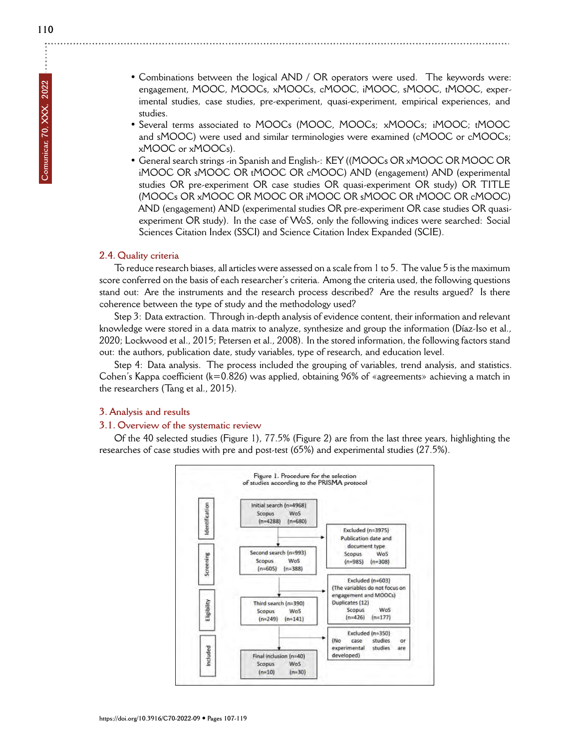- Combinations between the logical AND / OR operators were used. The keywords were: engagement, MOOC, MOOCs, xMOOCs, cMOOC, iMOOC, sMOOC, tMOOC, experimental studies, case studies, pre-experiment, quasi-experiment, empirical experiences, and studies.
- Several terms associated to MOOCs (MOOC, MOOCs; xMOOCs; iMOOC; tMOOC and sMOOC) were used and similar terminologies were examined (cMOOC or cMOOCs; xMOOC or xMOOCs).
- General search strings -in Spanish and English-: KEY ((MOOCs OR xMOOC OR MOOC OR iMOOC OR sMOOC OR tMOOC OR cMOOC) AND (engagement) AND (experimental studies OR pre-experiment OR case studies OR quasi-experiment OR study) OR TITLE (MOOCs OR xMOOC OR MOOC OR iMOOC OR sMOOC OR tMOOC OR cMOOC) AND (engagement) AND (experimental studies OR pre-experiment OR case studies OR quasi-experiment OR study). In the case of WoS, only the following indices were searched: Social Sciences Citation Index (SSCI) and Science Citation Index Expanded (SCIE).

### 2.4. Quality criteria

To reduce research biases, all articles were assessed on a scale from 1 to 5. The value 5 is the maximum score conferred on the basis of each researcher's criteria. Among the criteria used, the following questions stand out: Are the instruments and the research process described? Are the results argued? Is there coherence between the type of study and the methodology used?

Step 3: Data extraction. Through in-depth analysis of evidence content, their information and relevant knowledge were stored in a data matrix to analyze, synthesize and group the information (Díaz-Iso et al., 2020; Lockwood et al., 2015; Petersen et al., 2008). In the stored information, the following factors stand out: the authors, publication date, study variables, type of research, and education level.

Step 4: Data analysis. The process included the grouping of variables, trend analysis, and statistics. Cohen's Kappa coefficient (k=0.826) was applied, obtaining 96% of «agreements» achieving a match in the researchers (Tang et al., 2015).

## 3. Analysis and results

### 3.1. Overview of the systematic review

Of the 40 selected studies (Figure 1), 77.5% (Figure 2) are from the last three years, highlighting the researches of case studies with pre and post-test (65%) and experimental studies (27.5%).

Figure 1. Procedure for the selection of studies according to the PRISMA protocol

| Stage | Records | Excluded |
|---|---|---|
| Identification | Initial search (n=4968) Scopus (n=4288) WoS (n=680) | Excluded (n=3975) Publication date and document type Scopus (n=985) WoS (n=308) |
| Screening | Second search (n=993) Scopus (n=605) WoS (n=388) | Excluded (n=603) (The variables do not focus on engagement and MOOCs) Duplicates (12) Scopus (n=426) WoS (n=177) |
| Eligibility | Third search (n=390) Scopus (n=249) WoS (n=141) | Excluded (n=350) (No case studies or experimental studies are developed) |
| Included | Final inclusion (n=40) Scopus (n=10) WoS (n=30) | |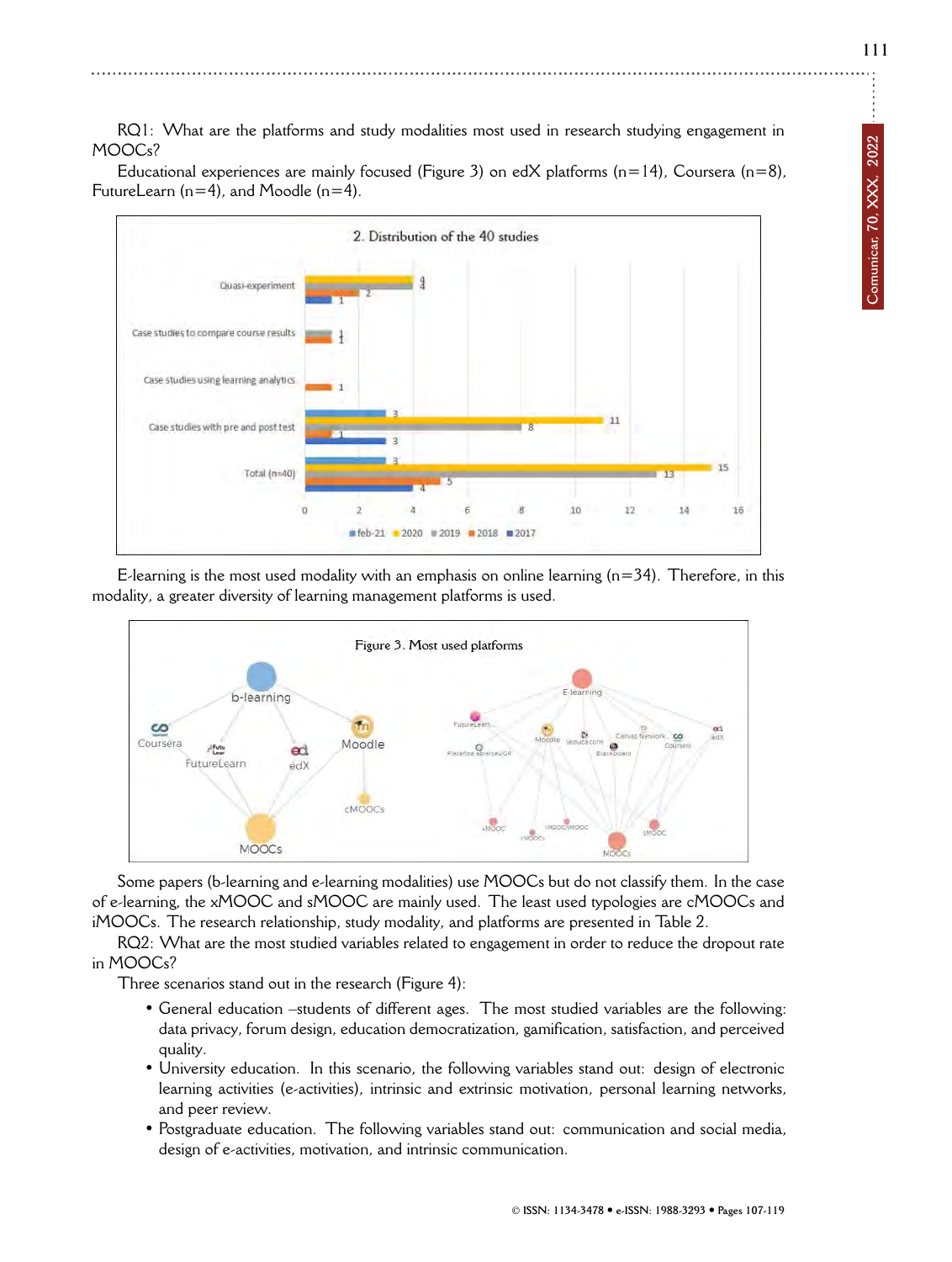RQ1: What are the platforms and study modalities most used in research studying engagement in MOOCs?

Educational experiences are mainly focused (Figure 3) on edX platforms (n=14), Coursera (n=8), FutureLearn (n=4), and Moodle (n=4).

2. Distribution of the 40 studies

E-learning is the most used modality with an emphasis on online learning (n=34). Therefore, in this modality, a greater diversity of learning management platforms is used.

Figure 3. Most used platforms

Some papers (b-learning and e-learning modalities) use MOOCs but do not classify them. In the case of e-learning, the xMOOC and sMOOC are mainly used. The least used typologies are cMOOCs and iMOOCs. The research relationship, study modality, and platforms are presented in Table 2.

RQ2: What are the most studied variables related to engagement in order to reduce the dropout rate in MOOCs?

Three scenarios stand out in the research (Figure 4):

- General education –students of different ages. The most studied variables are the following: data privacy, forum design, education democratization, gamification, satisfaction, and perceived quality.
- University education. In this scenario, the following variables stand out: design of electronic learning activities (e-activities), intrinsic and extrinsic motivation, personal learning networks, and peer review.
- Postgraduate education. The following variables stand out: communication and social media, design of e-activities, motivation, and intrinsic communication.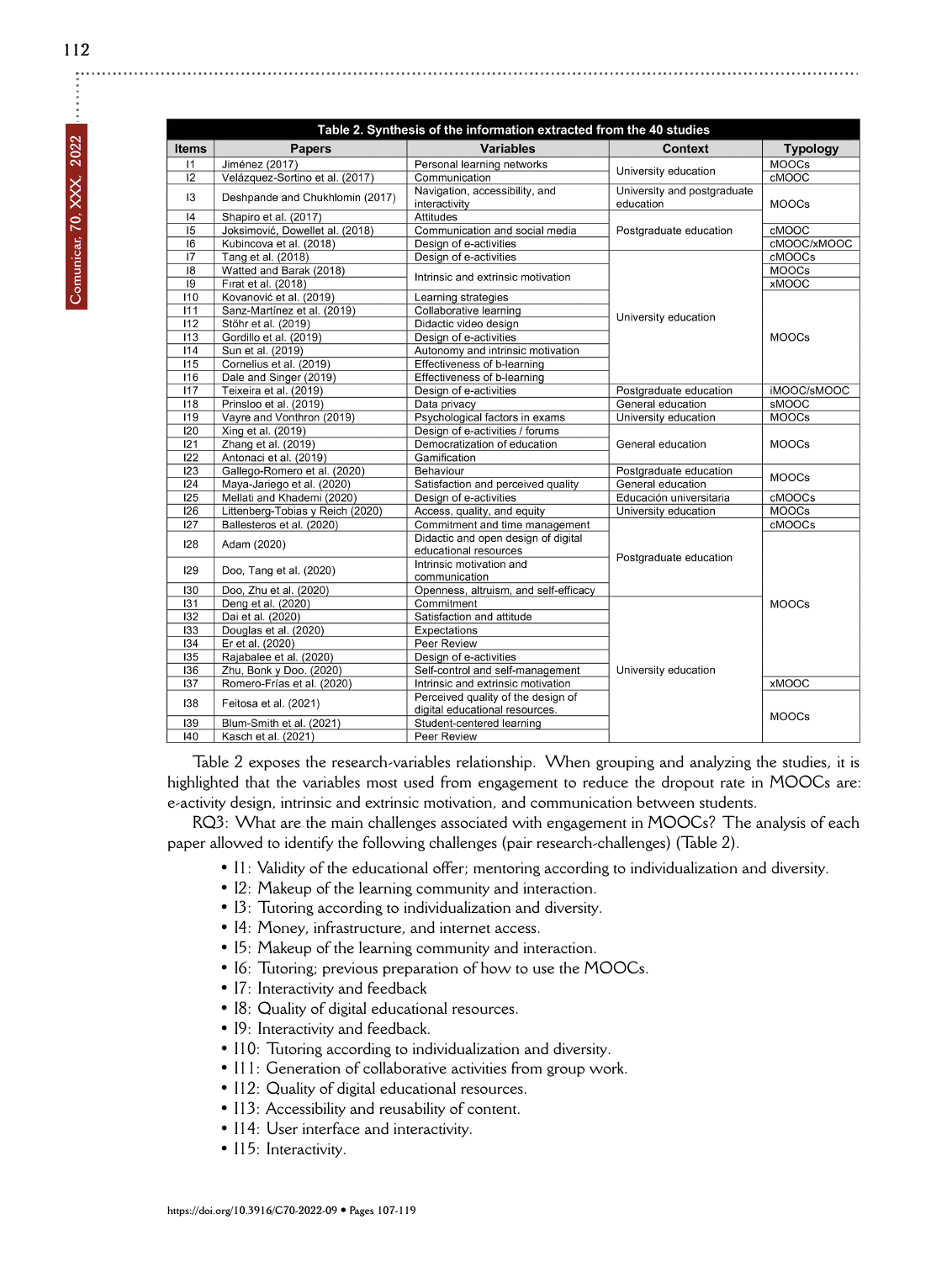| Items | Papers | Variables | Context | Typology |
|---|---|---|---|---|
| Table 2. Synthesis of the information extracted from the 40 studies | | | | |
| I1 | Jiménez (2017) | Personal learning networks | University education | MOOCs |
| I2 | Velázquez-Sortino et al. (2017) | Communication | University education | cMOOC |
| I3 | Deshpande and Chukhlomin (2017) | Navigation, accessibility, and interactivity | University and postgraduate education | MOOCs |
| I4 | Shapiro et al. (2017) | Attitudes | Postgraduate education | MOOCs |
| I5 | Joksimović, Dowellet al. (2018) | Communication and social media | Postgraduate education | cMOOC |
| I6 | Kubincova et al. (2018) | Design of e-activities | Postgraduate education | cMOOC/xMOOC |
| I7 | Tang et al. (2018) | Design of e-activities | University education | cMOOCs |
| I8 | Watted and Barak (2018) | Intrinsic and extrinsic motivation | University education | MOOCs |
| I9 | Firat et al. (2018) | Intrinsic and extrinsic motivation | University education | xMOOC |
| I10 | Kovanović et al. (2019) | Learning strategies | University education | MOOCs |
| I11 | Sanz-Martínez et al. (2019) | Collaborative learning | University education | MOOCs |
| I12 | Stöhr et al. (2019) | Didactic video design | University education | MOOCs |
| I13 | Gordillo et al. (2019) | Design of e-activities | University education | MOOCs |
| I14 | Sun et al. (2019) | Autonomy and intrinsic motivation | University education | MOOCs |
| I15 | Cornelius et al. (2019) | Effectiveness of b-learning | University education | MOOCs |
| I16 | Dale and Singer (2019) | Effectiveness of b-learning | University education | MOOCs |
| I17 | Teixeira et al. (2019) | Design of e-activities | Postgraduate education | iMOOC/sMOOC |
| I18 | Prinsloo et al. (2019) | Data privacy | General education | sMOOC |
| I19 | Vayre and Vonthron (2019) | Psychological factors in exams | University education | MOOCs |
| I20 | Xing et al. (2019) | Design of e-activities / forums | General education | MOOCs |
| I21 | Zhang et al. (2019) | Democratization of education | General education | MOOCs |
| I22 | Antonaci et al. (2019) | Gamification | General education | MOOCs |
| I23 | Gallego-Romero et al. (2020) | Behaviour | Postgraduate education | MOOCs |
| I24 | Maya-Jariego et al. (2020) | Satisfaction and perceived quality | General education | MOOCs |
| I25 | Mellati and Khademi (2020) | Design of e-activities | Educación universitaria | cMOOCs |
| I26 | Littenberg-Tobias y Reich (2020) | Access, quality, and equity | University education | MOOCs |
| I27 | Ballesteros et al. (2020) | Commitment and time management | Postgraduate education | cMOOCs |
| I28 | Adam (2020) | Didactic and open design of digital educational resources | Postgraduate education | MOOCs |
| I29 | Doo, Tang et al. (2020) | Intrinsic motivation and communication | Postgraduate education | MOOCs |
| I30 | Doo, Zhu et al. (2020) | Openness, altruism, and self-efficacy | Postgraduate education | MOOCs |
| I31 | Deng et al. (2020) | Commitment | University education | MOOCs |
| I32 | Dai et al. (2020) | Satisfaction and attitude | University education | MOOCs |
| I33 | Douglas et al. (2020) | Expectations | University education | MOOCs |
| I34 | Er et al. (2020) | Peer Review | University education | MOOCs |
| I35 | Rajabalee et al. (2020) | Design of e-activities | University education | MOOCs |
| I36 | Zhu, Bonk y Doo. (2020) | Self-control and self-management | University education | MOOCs |
| I37 | Romero-Frías et al. (2020) | Intrinsic and extrinsic motivation | University education | xMOOC |
| I38 | Feitosa et al. (2021) | Perceived quality of the design of digital educational resources. | University education | MOOCs |
| I39 | Blum-Smith et al. (2021) | Student-centered learning | University education | MOOCs |
| I40 | Kasch et al. (2021) | Peer Review | University education | MOOCs |

Table 2 exposes the research-variables relationship. When grouping and analyzing the studies, it is highlighted that the variables most used from engagement to reduce the dropout rate in MOOCs are: e-activity design, intrinsic and extrinsic motivation, and communication between students.

RQ3: What are the main challenges associated with engagement in MOOCs? The analysis of each paper allowed to identify the following challenges (pair research-challenges) (Table 2).

- I1: Validity of the educational offer; mentoring according to individualization and diversity.
- I2: Makeup of the learning community and interaction.
- I3: Tutoring according to individualization and diversity.
- I4: Money, infrastructure, and internet access.
- I5: Makeup of the learning community and interaction.
- I6: Tutoring; previous preparation of how to use the MOOCs.
- I7: Interactivity and feedback
- I8: Quality of digital educational resources.
- I9: Interactivity and feedback.
- I10: Tutoring according to individualization and diversity.
- I11: Generation of collaborative activities from group work.
- I12: Quality of digital educational resources.
- I13: Accessibility and reusability of content.
- I14: User interface and interactivity.
- I15: Interactivity.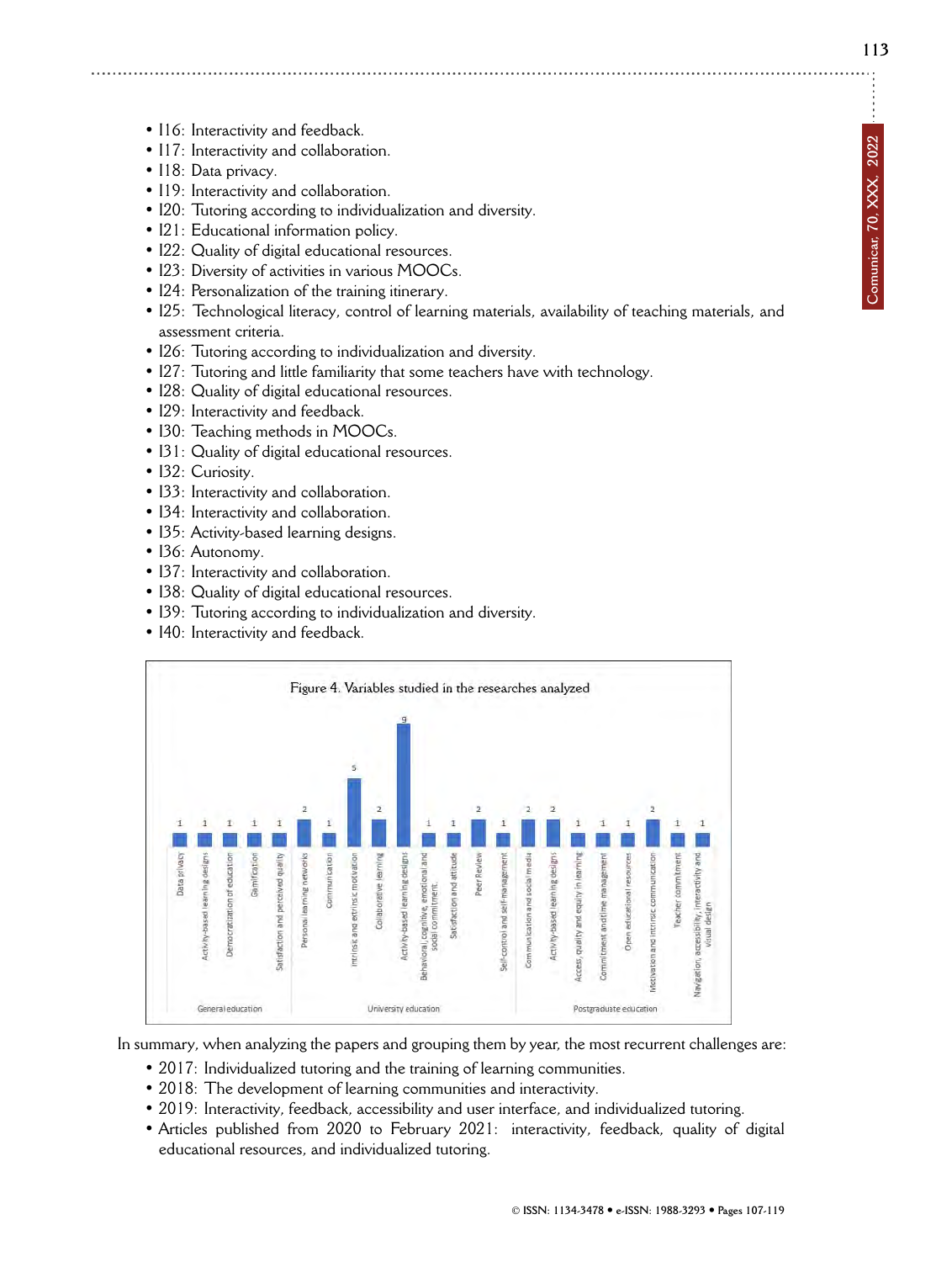- I16: Interactivity and feedback.
- I17: Interactivity and collaboration.
- I18: Data privacy.
- I19: Interactivity and collaboration.
- I20: Tutoring according to individualization and diversity.
- I21: Educational information policy.
- I22: Quality of digital educational resources.
- I23: Diversity of activities in various MOOCs.
- I24: Personalization of the training itinerary.
- I25: Technological literacy, control of learning materials, availability of teaching materials, and assessment criteria.
- I26: Tutoring according to individualization and diversity.
- I27: Tutoring and little familiarity that some teachers have with technology.
- I28: Quality of digital educational resources.
- I29: Interactivity and feedback.
- I30: Teaching methods in MOOCs.
- I31: Quality of digital educational resources.
- I32: Curiosity.
- I33: Interactivity and collaboration.
- I34: Interactivity and collaboration.
- I35: Activity-based learning designs.
- I36: Autonomy.
- I37: Interactivity and collaboration.
- I38: Quality of digital educational resources.
- I39: Tutoring according to individualization and diversity.
- I40: Interactivity and feedback.

Figure 4. Variables studied in the researches analyzed

| Group | Variable | Count |
|---|---|---|
| General education | Data privacy | 1 |
| General education | Activity-based learning designs | 1 |
| General education | Democratization of education | 1 |
| General education | Gamification | 1 |
| General education | Satisfaction and perceived quality | 1 |
| University education | Personal learning networks | 2 |
| University education | Communication | 1 |
| University education | Intrinsic and extrinsic motivation | 5 |
| University education | Collaborative learning | 2 |
| University education | Activity-based learning designs | 9 |
| University education | Behavioral, cognitive, emotional and social commitment | 1 |
| University education | Satisfaction and attitude | 1 |
| University education | Peer Review | 2 |
| University education | Self-control and self-management | 1 |
| Postgraduate education | Communication and social media | 2 |
| Postgraduate education | Activity-based learning designs | 2 |
| Postgraduate education | Access, quality and equity in learning | 1 |
| Postgraduate education | Commitment and time management | 1 |
| Postgraduate education | Open educational resources | 1 |
| Postgraduate education | Motivation and intrinsic communication | 2 |
| Postgraduate education | Teacher commitment | 1 |
| Postgraduate education | Navigation, accessibility, interactivity and visual design | 1 |

In summary, when analyzing the papers and grouping them by year, the most recurrent challenges are:

- 2017: Individualized tutoring and the training of learning communities.
- 2018: The development of learning communities and interactivity.
- 2019: Interactivity, feedback, accessibility and user interface, and individualized tutoring.
- Articles published from 2020 to February 2021: interactivity, feedback, quality of digital educational resources, and individualized tutoring.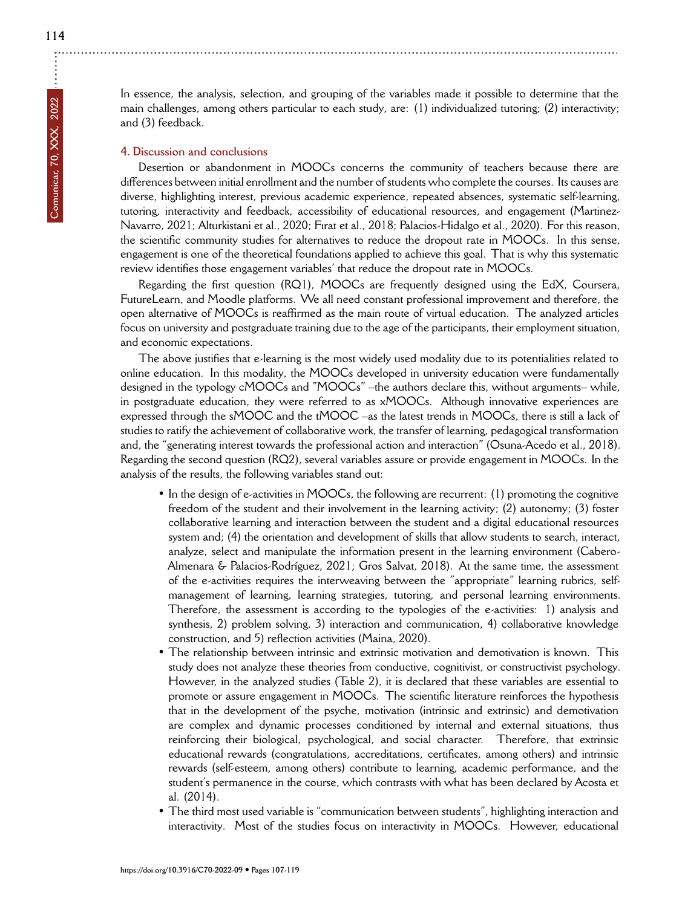In essence, the analysis, selection, and grouping of the variables made it possible to determine that the main challenges, among others particular to each study, are: (1) individualized tutoring; (2) interactivity; and (3) feedback.

## 4. Discussion and conclusions

Desertion or abandonment in MOOCs concerns the community of teachers because there are differences between initial enrollment and the number of students who complete the courses. Its causes are diverse, highlighting interest, previous academic experience, repeated absences, systematic self-learning, tutoring, interactivity and feedback, accessibility of educational resources, and engagement (Martinez-Navarro, 2021; Alturkistani et al., 2020; Fırat et al., 2018; Palacios-Hidalgo et al., 2020). For this reason, the scientific community studies for alternatives to reduce the dropout rate in MOOCs. In this sense, engagement is one of the theoretical foundations applied to achieve this goal. That is why this systematic review identifies those engagement variables' that reduce the dropout rate in MOOCs.

Regarding the first question (RQ1), MOOCs are frequently designed using the EdX, Coursera, FutureLearn, and Moodle platforms. We all need constant professional improvement and therefore, the open alternative of MOOCs is reaffirmed as the main route of virtual education. The analyzed articles focus on university and postgraduate training due to the age of the participants, their employment situation, and economic expectations.

The above justifies that e-learning is the most widely used modality due to its potentialities related to online education. In this modality, the MOOCs developed in university education were fundamentally designed in the typology cMOOCs and "MOOCs" –the authors declare this, without arguments– while, in postgraduate education, they were referred to as xMOOCs. Although innovative experiences are expressed through the sMOOC and the tMOOC –as the latest trends in MOOCs, there is still a lack of studies to ratify the achievement of collaborative work, the transfer of learning, pedagogical transformation and, the "generating interest towards the professional action and interaction" (Osuna-Acedo et al., 2018). Regarding the second question (RQ2), several variables assure or provide engagement in MOOCs. In the analysis of the results, the following variables stand out:

- In the design of e-activities in MOOCs, the following are recurrent: (1) promoting the cognitive freedom of the student and their involvement in the learning activity; (2) autonomy; (3) foster collaborative learning and interaction between the student and a digital educational resources system and; (4) the orientation and development of skills that allow students to search, interact, analyze, select and manipulate the information present in the learning environment (Cabero-Almenara & Palacios-Rodríguez, 2021; Gros Salvat, 2018). At the same time, the assessment of the e-activities requires the interweaving between the "appropriate" learning rubrics, self-management of learning, learning strategies, tutoring, and personal learning environments. Therefore, the assessment is according to the typologies of the e-activities: 1) analysis and synthesis, 2) problem solving, 3) interaction and communication, 4) collaborative knowledge construction, and 5) reflection activities (Maina, 2020).
- The relationship between intrinsic and extrinsic motivation and demotivation is known. This study does not analyze these theories from conductive, cognitivist, or constructivist psychology. However, in the analyzed studies (Table 2), it is declared that these variables are essential to promote or assure engagement in MOOCs. The scientific literature reinforces the hypothesis that in the development of the psyche, motivation (intrinsic and extrinsic) and demotivation are complex and dynamic processes conditioned by internal and external situations, thus reinforcing their biological, psychological, and social character. Therefore, that extrinsic educational rewards (congratulations, accreditations, certificates, among others) and intrinsic rewards (self-esteem, among others) contribute to learning, academic performance, and the student's permanence in the course, which contrasts with what has been declared by Acosta et al. (2014).
- The third most used variable is "communication between students", highlighting interaction and interactivity. Most of the studies focus on interactivity in MOOCs. However, educational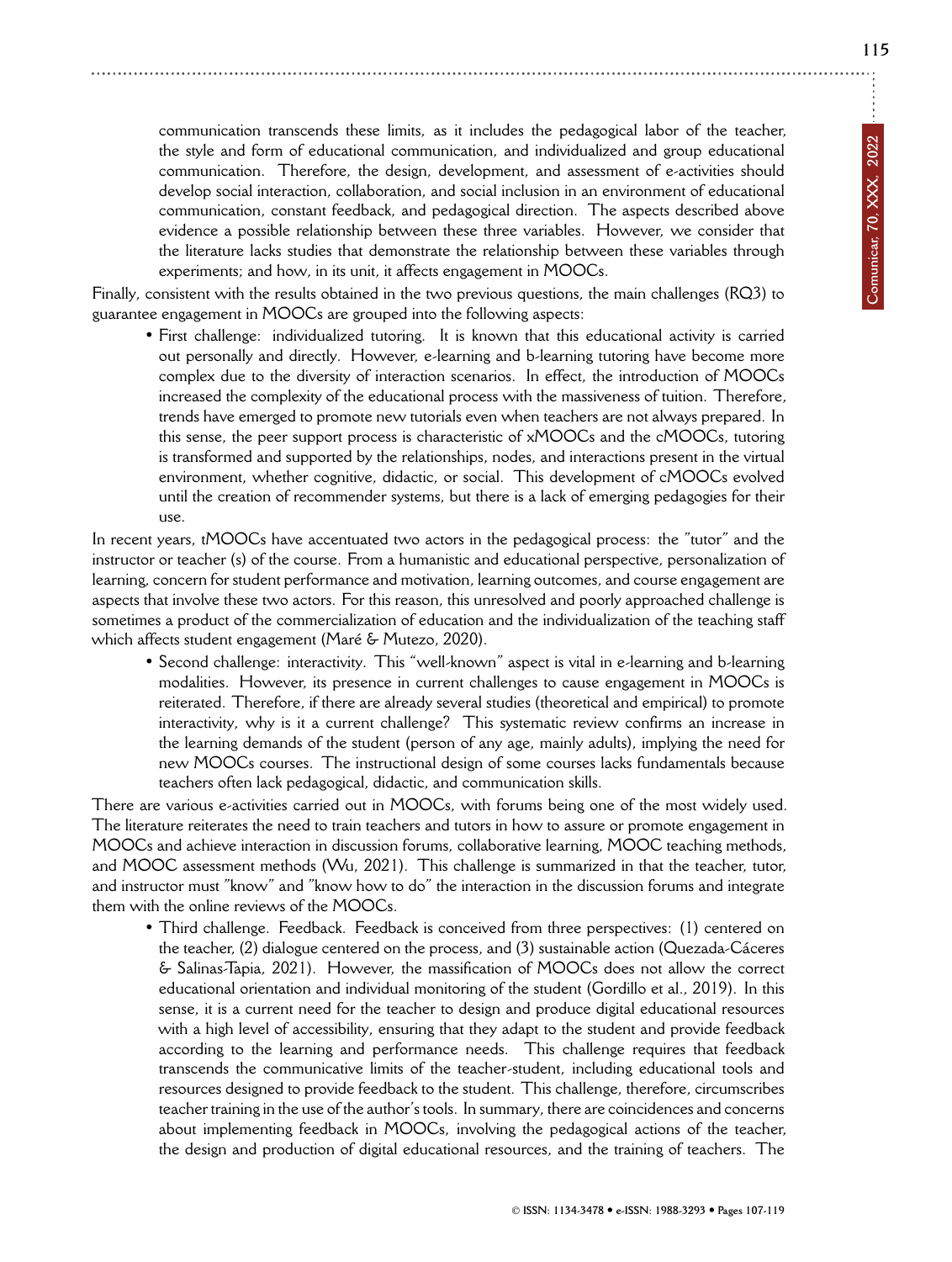communication transcends these limits, as it includes the pedagogical labor of the teacher, the style and form of educational communication, and individualized and group educational communication. Therefore, the design, development, and assessment of e-activities should develop social interaction, collaboration, and social inclusion in an environment of educational communication, constant feedback, and pedagogical direction. The aspects described above evidence a possible relationship between these three variables. However, we consider that the literature lacks studies that demonstrate the relationship between these variables through experiments; and how, in its unit, it affects engagement in MOOCs.

Finally, consistent with the results obtained in the two previous questions, the main challenges (RQ3) to guarantee engagement in MOOCs are grouped into the following aspects:

- First challenge: individualized tutoring. It is known that this educational activity is carried out personally and directly. However, e-learning and b-learning tutoring have become more complex due to the diversity of interaction scenarios. In effect, the introduction of MOOCs increased the complexity of the educational process with the massiveness of tuition. Therefore, trends have emerged to promote new tutorials even when teachers are not always prepared. In this sense, the peer support process is characteristic of xMOOCs and the cMOOCs, tutoring is transformed and supported by the relationships, nodes, and interactions present in the virtual environment, whether cognitive, didactic, or social. This development of cMOOCs evolved until the creation of recommender systems, but there is a lack of emerging pedagogies for their use.

In recent years, tMOOCs have accentuated two actors in the pedagogical process: the "tutor" and the instructor or teacher (s) of the course. From a humanistic and educational perspective, personalization of learning, concern for student performance and motivation, learning outcomes, and course engagement are aspects that involve these two actors. For this reason, this unresolved and poorly approached challenge is sometimes a product of the commercialization of education and the individualization of the teaching staff which affects student engagement (Maré & Mutezo, 2020).

- Second challenge: interactivity. This "well-known" aspect is vital in e-learning and b-learning modalities. However, its presence in current challenges to cause engagement in MOOCs is reiterated. Therefore, if there are already several studies (theoretical and empirical) to promote interactivity, why is it a current challenge? This systematic review confirms an increase in the learning demands of the student (person of any age, mainly adults), implying the need for new MOOCs courses. The instructional design of some courses lacks fundamentals because teachers often lack pedagogical, didactic, and communication skills.

There are various e-activities carried out in MOOCs, with forums being one of the most widely used. The literature reiterates the need to train teachers and tutors in how to assure or promote engagement in MOOCs and achieve interaction in discussion forums, collaborative learning, MOOC teaching methods, and MOOC assessment methods (Wu, 2021). This challenge is summarized in that the teacher, tutor, and instructor must "know" and "know how to do" the interaction in the discussion forums and integrate them with the online reviews of the MOOCs.

- Third challenge. Feedback. Feedback is conceived from three perspectives: (1) centered on the teacher, (2) dialogue centered on the process, and (3) sustainable action (Quezada-Cáceres & Salinas-Tapia, 2021). However, the massification of MOOCs does not allow the correct educational orientation and individual monitoring of the student (Gordillo et al., 2019). In this sense, it is a current need for the teacher to design and produce digital educational resources with a high level of accessibility, ensuring that they adapt to the student and provide feedback according to the learning and performance needs. This challenge requires that feedback transcends the communicative limits of the teacher-student, including educational tools and resources designed to provide feedback to the student. This challenge, therefore, circumscribes teacher training in the use of the author's tools. In summary, there are coincidences and concerns about implementing feedback in MOOCs, involving the pedagogical actions of the teacher, the design and production of digital educational resources, and the training of teachers. The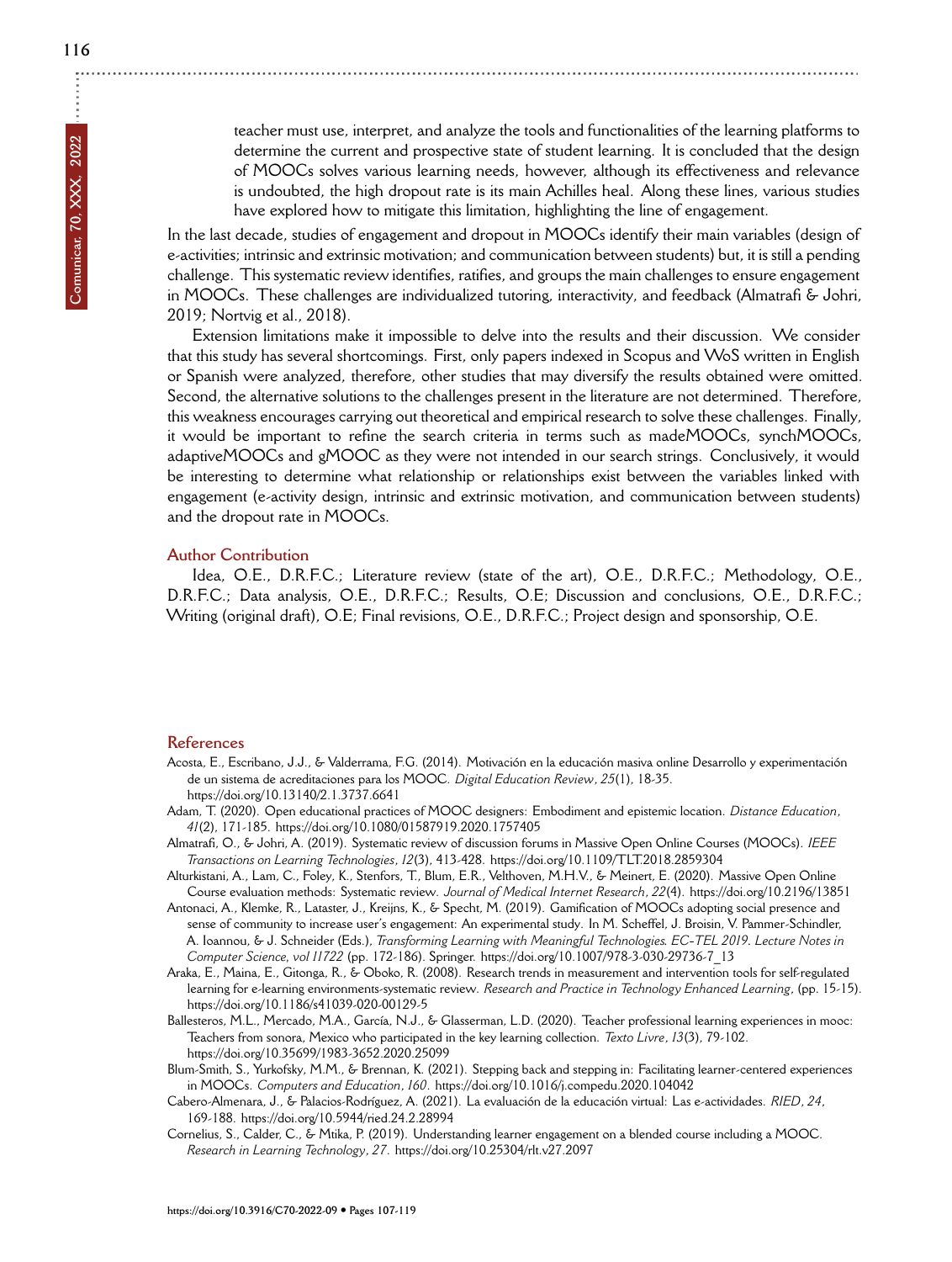teacher must use, interpret, and analyze the tools and functionalities of the learning platforms to determine the current and prospective state of student learning. It is concluded that the design of MOOCs solves various learning needs, however, although its effectiveness and relevance is undoubted, the high dropout rate is its main Achilles heal. Along these lines, various studies have explored how to mitigate this limitation, highlighting the line of engagement.

In the last decade, studies of engagement and dropout in MOOCs identify their main variables (design of e-activities; intrinsic and extrinsic motivation; and communication between students) but, it is still a pending challenge. This systematic review identifies, ratifies, and groups the main challenges to ensure engagement in MOOCs. These challenges are individualized tutoring, interactivity, and feedback (Almatrafi & Johri, 2019; Nortvig et al., 2018).

Extension limitations make it impossible to delve into the results and their discussion. We consider that this study has several shortcomings. First, only papers indexed in Scopus and WoS written in English or Spanish were analyzed, therefore, other studies that may diversify the results obtained were omitted. Second, the alternative solutions to the challenges present in the literature are not determined. Therefore, this weakness encourages carrying out theoretical and empirical research to solve these challenges. Finally, it would be important to refine the search criteria in terms such as madeMOOCs, synchMOOCs, adaptiveMOOCs and gMOOC as they were not intended in our search strings. Conclusively, it would be interesting to determine what relationship or relationships exist between the variables linked with engagement (e-activity design, intrinsic and extrinsic motivation, and communication between students) and the dropout rate in MOOCs.

## Author Contribution

Idea, O.E., D.R.F.C.; Literature review (state of the art), O.E., D.R.F.C.; Methodology, O.E., D.R.F.C.; Data analysis, O.E., D.R.F.C.; Results, O.E; Discussion and conclusions, O.E., D.R.F.C.; Writing (original draft), O.E; Final revisions, O.E., D.R.F.C.; Project design and sponsorship, O.E.

## References

Acosta, E., Escribano, J.J., & Valderrama, F.G. (2014). Motivación en la educación masiva online Desarrollo y experimentación de un sistema de acreditaciones para los MOOC. *Digital Education Review*, *25*(1), 18-35. https://doi.org/10.13140/2.1.3737.6641

Adam, T. (2020). Open educational practices of MOOC designers: Embodiment and epistemic location. *Distance Education*, *41*(2), 171-185. https://doi.org/10.1080/01587919.2020.1757405

Almatrafi, O., & Johri, A. (2019). Systematic review of discussion forums in Massive Open Online Courses (MOOCs). *IEEE Transactions on Learning Technologies*, *12*(3), 413-428. https://doi.org/10.1109/TLT.2018.2859304

Alturkistani, A., Lam, C., Foley, K., Stenfors, T., Blum, E.R., Velthoven, M.H.V., & Meinert, E. (2020). Massive Open Online Course evaluation methods: Systematic review. *Journal of Medical Internet Research*, *22*(4). https://doi.org/10.2196/13851

Antonaci, A., Klemke, R., Lataster, J., Kreijns, K., & Specht, M. (2019). Gamification of MOOCs adopting social presence and sense of community to increase user's engagement: An experimental study. In M. Scheffel, J. Broisin, V. Pammer-Schindler, A. Ioannou, & J. Schneider (Eds.), *Transforming Learning with Meaningful Technologies. EC-TEL 2019. Lecture Notes in Computer Science, vol 11722* (pp. 172-186). Springer. https://doi.org/10.1007/978-3-030-29736-7_13

Araka, E., Maina, E., Gitonga, R., & Oboko, R. (2008). Research trends in measurement and intervention tools for self-regulated learning for e-learning environments-systematic review. *Research and Practice in Technology Enhanced Learning*, (pp. 15-15). https://doi.org/10.1186/s41039-020-00129-5

Ballesteros, M.L., Mercado, M.A., García, N.J., & Glasserman, L.D. (2020). Teacher professional learning experiences in mooc: Teachers from sonora, Mexico who participated in the key learning collection. *Texto Livre*, *13*(3), 79-102. https://doi.org/10.35699/1983-3652.2020.25099

Blum-Smith, S., Yurkofsky, M.M., & Brennan, K. (2021). Stepping back and stepping in: Facilitating learner-centered experiences in MOOCs. *Computers and Education*, *160*. https://doi.org/10.1016/j.compedu.2020.104042

Cabero-Almenara, J., & Palacios-Rodríguez, A. (2021). La evaluación de la educación virtual: Las e-actividades. *RIED*, *24*, 169-188. https://doi.org/10.5944/ried.24.2.28994

Cornelius, S., Calder, C., & Mtika, P. (2019). Understanding learner engagement on a blended course including a MOOC. *Research in Learning Technology*, *27*. https://doi.org/10.25304/rlt.v27.2097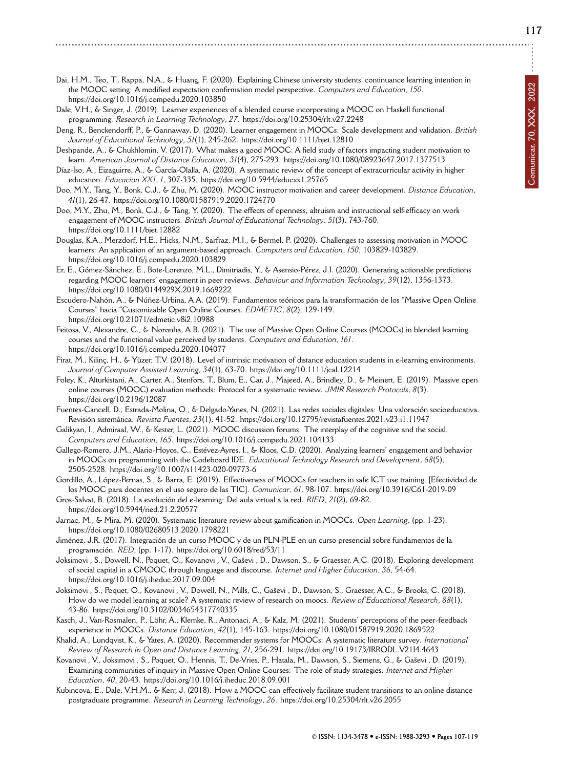Dai, H.M., Teo, T., Rappa, N.A., & Huang, F. (2020). Explaining Chinese university students' continuance learning intention in the MOOC setting: A modified expectation confirmation model perspective. *Computers and Education*, *150*. https://doi.org/10.1016/j.compedu.2020.103850

Dale, V.H., & Singer, J. (2019). Learner experiences of a blended course incorporating a MOOC on Haskell functional programming. *Research in Learning Technology*, *27*. https://doi.org/10.25304/rlt.v27.2248

Deng, R., Benckendorff, P., & Gannaway, D. (2020). Learner engagement in MOOCs: Scale development and validation. *British Journal of Educational Technology*, *51*(1), 245-262. https://doi.org/10.1111/bjet.12810

Deshpande, A., & Chukhlomin, V. (2017). What makes a good MOOC: A field study of factors impacting student motivation to learn. *American Journal of Distance Education*, *31*(4), 275-293. https://doi.org/10.1080/08923647.2017.1377513

Díaz-Iso, A., Eizaguirre, A., & García-Olalla, A. (2020). A systematic review of the concept of extracurricular activity in higher education. *Educacion XX1*, *1*, 307-335. https://doi.org/10.5944/educxx1.25765

Doo, M.Y., Tang, Y., Bonk, C.J., & Zhu, M. (2020). MOOC instructor motivation and career development. *Distance Education*, *41*(1), 26-47. https://doi.org/10.1080/01587919.2020.1724770

Doo, M.Y., Zhu, M., Bonk, C.J., & Tang, Y. (2020). The effects of openness, altruism and instructional self-efficacy on work engagement of MOOC instructors. *British Journal of Educational Technology*, *51*(3), 743-760. https://doi.org/10.1111/bjet.12882

Douglas, K.A., Merzdorf, H.E., Hicks, N.M., Sarfraz, M.I., & Bermel, P. (2020). Challenges to assessing motivation in MOOC learners: An application of an argument-based approach. *Computers and Education*, *150*, 103829-103829. https://doi.org/10.1016/j.compedu.2020.103829

Er, E., Gómez-Sánchez, E., Bote-Lorenzo, M.L., Dimitriadis, Y., & Asensio-Pérez, J.I. (2020). Generating actionable predictions regarding MOOC learners' engagement in peer reviews. *Behaviour and Information Technology*, *39*(12), 1356-1373. https://doi.org/10.1080/0144929X.2019.1669222

Escudero-Nahón, A., & Núñez-Urbina, A.A. (2019). Fundamentos teóricos para la transformación de los "Massive Open Online Courses" hacia "Customizable Open Online Courses. *EDMETIC*, *8*(2), 129-149. https://doi.org/10.21071/edmetic.v8i2.10988

Feitosa, V., Alexandre, C., & Noronha, A.B. (2021). The use of Massive Open Online Courses (MOOCs) in blended learning courses and the functional value perceived by students. *Computers and Education*, *161*. https://doi.org/10.1016/j.compedu.2020.104077

Firat, M., Kilinç, H., & Yüzer, T.V. (2018). Level of intrinsic motivation of distance education students in e-learning environments. *Journal of Computer Assisted Learning*, *34*(1), 63-70. https://doi.org/10.1111/jcal.12214

Foley, K., Alturkistani, A., Carter, A., Stenfors, T., Blum, E., Car, J., Majeed, A., Brindley, D., & Meinert, E. (2019). Massive open online courses (MOOC) evaluation methods: Protocol for a systematic review. *JMIR Research Protocols*, *8*(3). https://doi.org/10.2196/12087

Fuentes-Cancell, D., Estrada-Molina, O., & Delgado-Yanes, N. (2021). Las redes sociales digitales: Una valoración socioeducativa. Revisión sistemática. *Revista Fuentes*, *23*(1), 41-52. https://doi.org/10.12795/revistafuentes.2021.v23.i1.11947

Galikyan, I., Admiraal, W., & Kester, L. (2021). MOOC discussion forums: The interplay of the cognitive and the social. *Computers and Education*, *165*. https://doi.org/10.1016/j.compedu.2021.104133

Gallego-Romero, J.M., Alario-Hoyos, C., Estévez-Ayres, I., & Kloos, C.D. (2020). Analyzing learners' engagement and behavior in MOOCs on programming with the Codeboard IDE. *Educational Technology Research and Development*, *68*(5), 2505-2528. https://doi.org/10.1007/s11423-020-09773-6

Gordillo, A., López-Pernas, S., & Barra, E. (2019). Effectiveness of MOOCs for teachers in safe ICT use training. [Efectividad de los MOOC para docentes en el uso seguro de las TIC]. *Comunicar*, *61*, 98-107. https://doi.org/10.3916/C61-2019-09

Gros-Salvat, B. (2018). La evolución del e-learning: Del aula virtual a la red. *RIED*, *21*(2), 69-82. https://doi.org/10.5944/ried.21.2.20577

Jarnac, M., & Mira, M. (2020). Systematic literature review about gamification in MOOCs. *Open Learning*, (pp. 1-23). https://doi.org/10.1080/02680513.2020.1798221

Jiménez, J.R. (2017). Integración de un curso MOOC y de un PLN-PLE en un curso presencial sobre fundamentos de la programación. *RED*, (pp. 1-17). https://doi.org/10.6018/red/53/11

Joksimovi , S., Dowell, N., Poquet, O., Kovanovi , V., Gaševi , D., Dawson, S., & Graesser, A.C. (2018). Exploring development of social capital in a CMOOC through language and discourse. *Internet and Higher Education*, *36*, 54-64. https://doi.org/10.1016/j.iheduc.2017.09.004

Joksimovi , S., Poquet, O., Kovanovi , V., Dowell, N., Mills, C., Gaševi , D., Dawson, S., Graesser, A.C., & Brooks, C. (2018). How do we model learning at scale? A systematic review of research on moocs. *Review of Educational Research*, *88*(1), 43-86. https://doi.org/10.3102/0034654317740335

Kasch, J., Van-Rosmalen, P., Löhr, A., Klemke, R., Antonaci, A., & Kalz, M. (2021). Students' perceptions of the peer-feedback experience in MOOCs. *Distance Education*, *42*(1), 145-163. https://doi.org/10.1080/01587919.2020.1869522

Khalid, A., Lundqvist, K., & Yates, A. (2020). Recommender systems for MOOCs: A systematic literature survey. *International Review of Research in Open and Distance Learning*, *21*, 256-291. https://doi.org/10.19173/IRRODL.V21I4.4643

Kovanovi , V., Joksimovi , S., Poquet, O., Hennis, T., De-Vries, P., Hatala, M., Dawson, S., Siemens, G., & Gaševi , D. (2019). Examining communities of inquiry in Massive Open Online Courses: The role of study strategies. *Internet and Higher Education*, *40*, 20-43. https://doi.org/10.1016/j.iheduc.2018.09.001

Kubincova, E., Dale, V.H.M., & Kerr, J. (2018). How a MOOC can effectively facilitate student transitions to an online distance postgraduate programme. *Research in Learning Technology*, *26*. https://doi.org/10.25304/rlt.v26.2055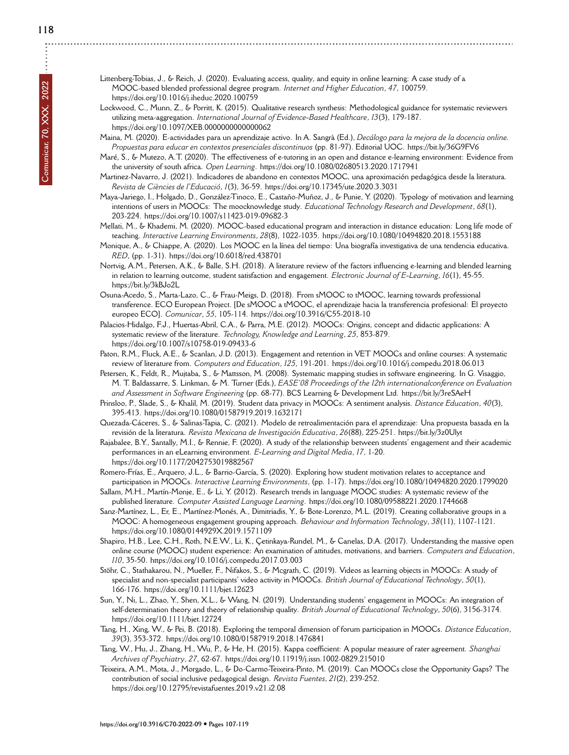Littenberg-Tobias, J., & Reich, J. (2020). Evaluating access, quality, and equity in online learning: A case study of a MOOC-based blended professional degree program. *Internet and Higher Education*, *47*, 100759. https://doi.org/10.1016/j.iheduc.2020.100759

Lockwood, C., Munn, Z., & Porritt, K. (2015). Qualitative research synthesis: Methodological guidance for systematic reviewers utilizing meta-aggregation. *International Journal of Evidence-Based Healthcare*, *13*(3), 179-187. https://doi.org/10.1097/XEB.0000000000000062

Maina, M. (2020). E-actividades para un aprendizaje activo. In A. Sangrà (Ed.), *Decálogo para la mejora de la docencia online. Propuestas para educar en contextos presenciales discontinuos* (pp. 81-97). Editorial UOC. https://bit.ly/36G9FV6

Maré, S., & Mutezo, A.T. (2020). The effectiveness of e-tutoring in an open and distance e-learning environment: Evidence from the university of south africa. *Open Learning*. https://doi.org/10.1080/02680513.2020.1717941

Martinez-Navarro, J. (2021). Indicadores de abandono en contextos MOOC, una aproximación pedagógica desde la literatura. *Revista de Ciències de l'Educació*, *1*(3), 36-59. https://doi.org/10.17345/ute.2020.3.3031

Maya-Jariego, I., Holgado, D., González-Tinoco, E., Castaño-Muñoz, J., & Punie, Y. (2020). Typology of motivation and learning intentions of users in MOOCs: The moocknowledge study. *Educational Technology Research and Development*, *68*(1), 203-224. https://doi.org/10.1007/s11423-019-09682-3

Mellati, M., & Khademi, M. (2020). MOOC-based educational program and interaction in distance education: Long life mode of teaching. *Interactive Learning Environments*, *28*(8), 1022-1035. https://doi.org/10.1080/10494820.2018.1553188

Monique, A., & Chiappe, A. (2020). Los MOOC en la línea del tiempo: Una biografía investigativa de una tendencia educativa. *RED*, (pp. 1-31). https://doi.org/10.6018/red.438701

Nortvig, A.M., Petersen, A.K., & Balle, S.H. (2018). A literature review of the factors influencing e-learning and blended learning in relation to learning outcome, student satisfaction and engagement. *Electronic Journal of E-Learning*, *16*(1), 45-55. https://bit.ly/3kBJo2L

Osuna-Acedo, S., Marta-Lazo, C., & Frau-Meigs, D. (2018). From sMOOC to tMOOC, learning towards professional transference. ECO European Project. [De sMOOC a tMOOC, el aprendizaje hacia la transferencia profesional: El proyecto europeo ECO]. *Comunicar*, *55*, 105-114. https://doi.org/10.3916/C55-2018-10

Palacios-Hidalgo, F.J., Huertas-Abril, C.A., & Parra, M.E. (2012). MOOCs: Origins, concept and didactic applications: A systematic review of the literature. *Technology, Knowledge and Learning*, *25*, 853-879. https://doi.org/10.1007/s10758-019-09433-6

Paton, R.M., Fluck, A.E., & Scanlan, J.D. (2013). Engagement and retention in VET MOOCs and online courses: A systematic review of literature from. *Computers and Education*, *125*, 191-201. https://doi.org/10.1016/j.compedu.2018.06.013

Petersen, K., Feldt, R., Mujtaba, S., & Mattsson, M. (2008). Systematic mapping studies in software engineering. In G. Visaggio, M. T. Baldassarre, S. Linkman, & M. Turner (Eds.), *EASE'08 Proceedings of the 12th internationalconference on Evaluation and Assessment in Software Engineering* (pp. 68-77). BCS Learning & Development Ltd. https://bit.ly/3reSAeH

Prinsloo, P., Slade, S., & Khalil, M. (2019). Student data privacy in MOOCs: A sentiment analysis. *Distance Education*, *40*(3), 395-413. https://doi.org/10.1080/01587919.2019.1632171

Quezada-Cáceres, S., & Salinas-Tapia, C. (2021). Modelo de retroalimentación para el aprendizaje: Una propuesta basada en la revisión de la literatura. *Revista Mexicana de Investigación Educativa*, *26*(88), 225-251. https://bit.ly/3z0Ulyt

Rajabalee, B.Y., Santally, M.I., & Rennie, F. (2020). A study of the relationship between students' engagement and their academic performances in an eLearning environment. *E-Learning and Digital Media*, *17*, 1-20. https://doi.org/10.1177/2042753019882567

Romero-Frías, E., Arquero, J.L., & Barrio-García, S. (2020). Exploring how student motivation relates to acceptance and participation in MOOCs. *Interactive Learning Environments*, (pp. 1-17). https://doi.org/10.1080/10494820.2020.1799020

Sallam, M.H., Martín-Monje, E., & Li, Y. (2012). Research trends in language MOOC studies: A systematic review of the published literature. *Computer Assisted Language Learning*. https://doi.org/10.1080/09588221.2020.1744668

Sanz-Martínez, L., Er, E., Martínez-Monés, A., Dimitriadis, Y., & Bote-Lorenzo, M.L. (2019). Creating collaborative groups in a MOOC: A homogeneous engagement grouping approach. *Behaviour and Information Technology*, *38*(11), 1107-1121. https://doi.org/10.1080/0144929X.2019.1571109

Shapiro, H.B., Lee, C.H., Roth, N.E.W., Li, K., Çetinkaya-Rundel, M., & Canelas, D.A. (2017). Understanding the massive open online course (MOOC) student experience: An examination of attitudes, motivations, and barriers. *Computers and Education*, *110*, 35-50. https://doi.org/10.1016/j.compedu.2017.03.003

Stöhr, C., Stathakarou, N., Mueller, F., Nifakos, S., & Mcgrath, C. (2019). Videos as learning objects in MOOCs: A study of specialist and non-specialist participants' video activity in MOOCs. *British Journal of Educational Technology*, *50*(1), 166-176. https://doi.org/10.1111/bjet.12623

Sun, Y., Ni, L., Zhao, Y., Shen, X.L., & Wang, N. (2019). Understanding students' engagement in MOOCs: An integration of self-determination theory and theory of relationship quality. *British Journal of Educational Technology*, *50*(6), 3156-3174. https://doi.org/10.1111/bjet.12724

Tang, H., Xing, W., & Pei, B. (2018). Exploring the temporal dimension of forum participation in MOOCs. *Distance Education*, *39*(3), 353-372. https://doi.org/10.1080/01587919.2018.1476841

Tang, W., Hu, J., Zhang, H., Wu, P., & He, H. (2015). Kappa coefficient: A popular measure of rater agreement. *Shanghai Archives of Psychiatry*, *27*, 62-67. https://doi.org/10.11919/j.issn.1002-0829.215010

Teixeira, A.M., Mota, J., Morgado, L., & Do-Carmo-Teixeira-Pinto, M. (2019). Can MOOCs close the Opportunity Gaps? The contribution of social inclusive pedagogical design. *Revista Fuentes*, *21*(2), 239-252. https://doi.org/10.12795/revistafuentes.2019.v21.i2.08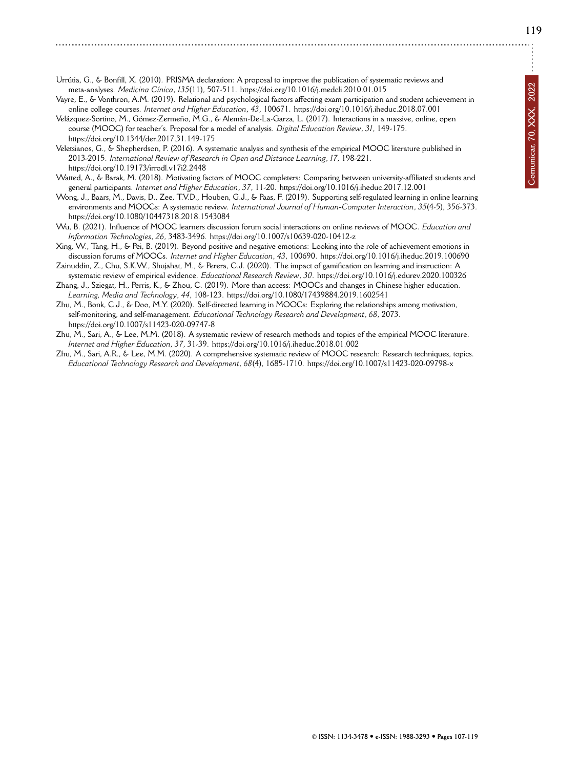Urrútia, G., & Bonfill, X. (2010). PRISMA declaration: A proposal to improve the publication of systematic reviews and meta-analyses. *Medicina Cínica*, *135*(11), 507-511. https://doi.org/10.1016/j.medcli.2010.01.015

Vayre, E., & Vonthron, A.M. (2019). Relational and psychological factors affecting exam participation and student achievement in online college courses. *Internet and Higher Education*, *43*, 100671. https://doi.org/10.1016/j.iheduc.2018.07.001

Velázquez-Sortino, M., Gómez-Zermeño, M.G., & Alemán-De-La-Garza, L. (2017). Interactions in a massive, online, open course (MOOC) for teacher's. Proposal for a model of analysis. *Digital Education Review*, *31*, 149-175. https://doi.org/10.1344/der.2017.31.149-175

Veletsianos, G., & Shepherdson, P. (2016). A systematic analysis and synthesis of the empirical MOOC literature published in 2013-2015. *International Review of Research in Open and Distance Learning*, *17*, 198-221. https://doi.org/10.19173/irrodl.v17i2.2448

Watted, A., & Barak, M. (2018). Motivating factors of MOOC completers: Comparing between university-affiliated students and general participants. *Internet and Higher Education*, *37*, 11-20. https://doi.org/10.1016/j.iheduc.2017.12.001

Wong, J., Baars, M., Davis, D., Zee, T.V.D., Houben, G.J., & Paas, F. (2019). Supporting self-regulated learning in online learning environments and MOOCs: A systematic review. *International Journal of Human-Computer Interaction*, *35*(4-5), 356-373. https://doi.org/10.1080/10447318.2018.1543084

Wu, B. (2021). Influence of MOOC learners discussion forum social interactions on online reviews of MOOC. *Education and Information Technologies*, *26*, 3483-3496. https://doi.org/10.1007/s10639-020-10412-z

Xing, W., Tang, H., & Pei, B. (2019). Beyond positive and negative emotions: Looking into the role of achievement emotions in discussion forums of MOOCs. *Internet and Higher Education*, *43*, 100690. https://doi.org/10.1016/j.iheduc.2019.100690

Zainuddin, Z., Chu, S.K.W., Shujahat, M., & Perera, C.J. (2020). The impact of gamification on learning and instruction: A systematic review of empirical evidence. *Educational Research Review*, *30*. https://doi.org/10.1016/j.edurev.2020.100326

Zhang, J., Sziegat, H., Perris, K., & Zhou, C. (2019). More than access: MOOCs and changes in Chinese higher education. *Learning, Media and Technology*, *44*, 108-123. https://doi.org/10.1080/17439884.2019.1602541

Zhu, M., Bonk, C.J., & Doo, M.Y. (2020). Self-directed learning in MOOCs: Exploring the relationships among motivation, self-monitoring, and self-management. *Educational Technology Research and Development*, *68*, 2073. https://doi.org/10.1007/s11423-020-09747-8

Zhu, M., Sari, A., & Lee, M.M. (2018). A systematic review of research methods and topics of the empirical MOOC literature. *Internet and Higher Education*, *37*, 31-39. https://doi.org/10.1016/j.iheduc.2018.01.002

Zhu, M., Sari, A.R., & Lee, M.M. (2020). A comprehensive systematic review of MOOC research: Research techniques, topics. *Educational Technology Research and Development*, *68*(4), 1685-1710. https://doi.org/10.1007/s11423-020-09798-x